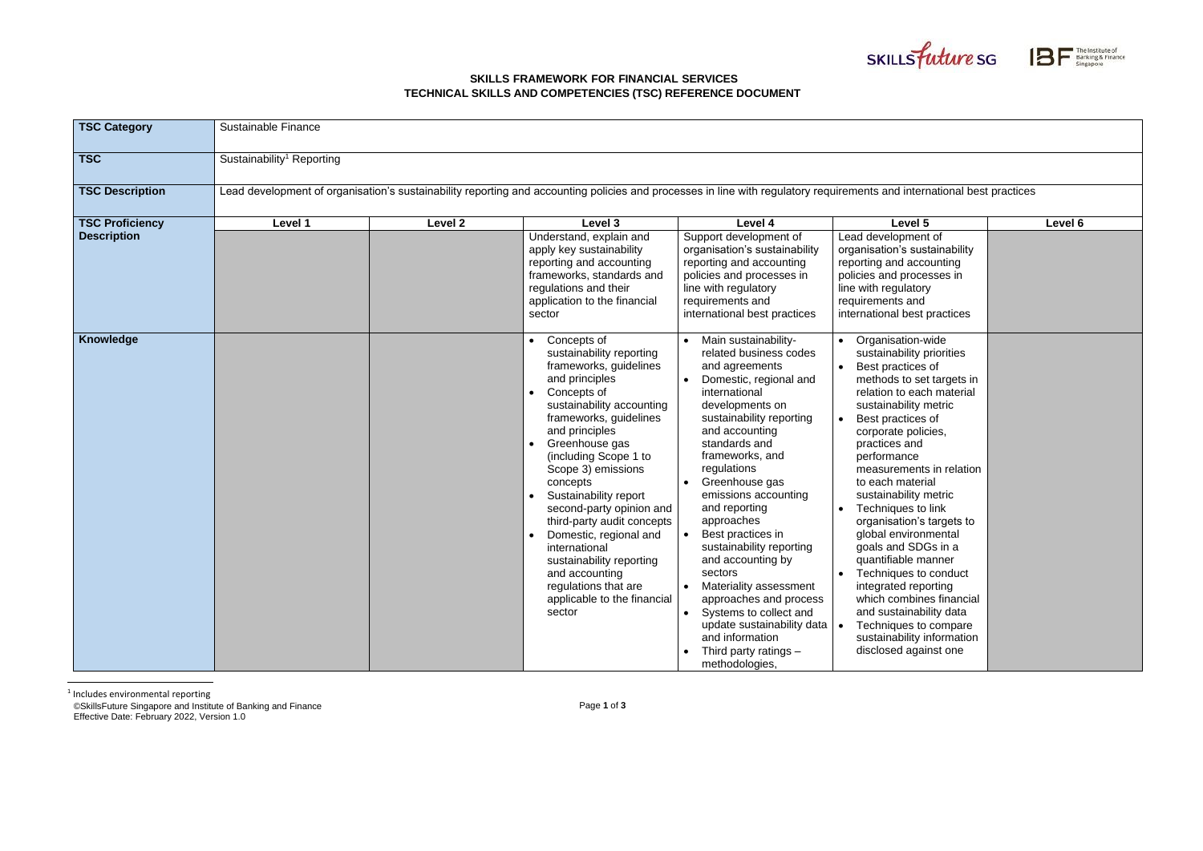**SKILLS FRAMEWORK FOR FINANCIAL SERVICES**
**TECHNICAL SKILLS AND COMPETENCIES (TSC) REFERENCE DOCUMENT**

| **TSC Category** | Sustainable Finance | | | | | |
|---|---|---|---|---|---|---|
| **TSC** | Sustainability[1] Reporting | | | | | |
| **TSC Description** | Lead development of organisation's sustainability reporting and accounting policies and processes in line with regulatory requirements and international best practices | | | | | |
| **TSC Proficiency Description** | **Level 1** | **Level 2** | **Level 3** | **Level 4** | **Level 5** | **Level 6** |
| | | | Understand, explain and apply key sustainability reporting and accounting frameworks, standards and regulations and their application to the financial sector | Support development of organisation's sustainability reporting and accounting policies and processes in line with regulatory requirements and international best practices | Lead development of organisation's sustainability reporting and accounting policies and processes in line with regulatory requirements and international best practices | |
| **Knowledge** | | | • Concepts of sustainability reporting frameworks, guidelines and principles<br>• Concepts of sustainability accounting frameworks, guidelines and principles<br>• Greenhouse gas (including Scope 1 to Scope 3) emissions concepts<br>• Sustainability report second-party opinion and third-party audit concepts<br>• Domestic, regional and international sustainability reporting and accounting regulations that are applicable to the financial sector | • Main sustainability-related business codes and agreements<br>• Domestic, regional and international developments on sustainability reporting and accounting standards and frameworks, and regulations<br>• Greenhouse gas emissions accounting and reporting approaches<br>• Best practices in sustainability reporting and accounting by sectors<br>• Materiality assessment approaches and process<br>• Systems to collect and update sustainability data and information<br>• Third party ratings – methodologies, | • Organisation-wide sustainability priorities<br>• Best practices of methods to set targets in relation to each material sustainability metric<br>• Best practices of corporate policies, practices and performance measurements in relation to each material sustainability metric<br>• Techniques to link organisation's targets to global environmental goals and SDGs in a quantifiable manner<br>• Techniques to conduct integrated reporting which combines financial and sustainability data<br>• Techniques to compare sustainability information disclosed against one | |

[1] Includes environmental reporting

©SkillsFuture Singapore and Institute of Banking and Finance
Effective Date: February 2022, Version 1.0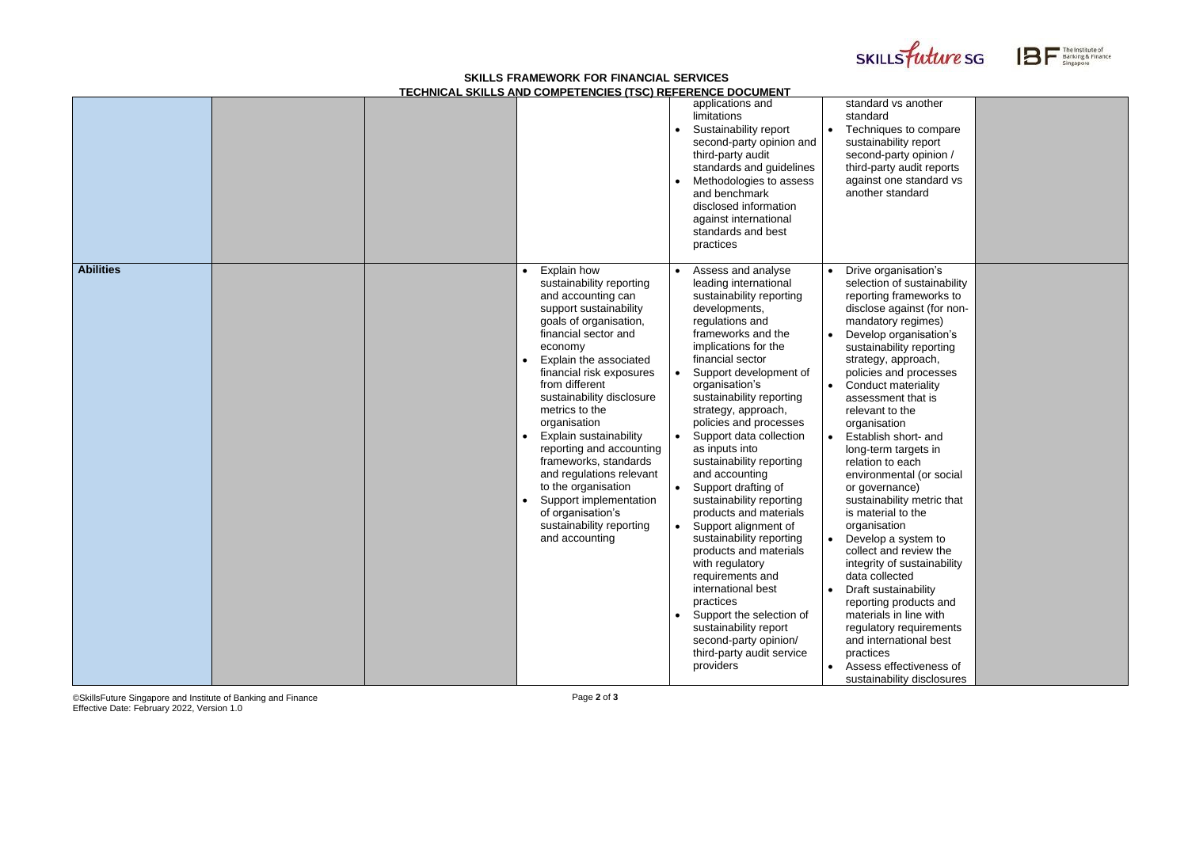|  |  |  |  | applications and limitations<br>• Sustainability report second-party opinion and third-party audit standards and guidelines<br>• Methodologies to assess and benchmark disclosed information against international standards and best practices | standard vs another standard<br>• Techniques to compare sustainability report second-party opinion / third-party audit reports against one standard vs another standard |  |
|---|---|---|---|---|---|---|
| **Abilities** |  |  | • Explain how sustainability reporting and accounting can support sustainability goals of organisation, financial sector and economy<br>• Explain the associated financial risk exposures from different sustainability disclosure metrics to the organisation<br>• Explain sustainability reporting and accounting frameworks, standards and regulations relevant to the organisation<br>• Support implementation of organisation's sustainability reporting and accounting | • Assess and analyse leading international sustainability reporting developments, regulations and frameworks and the implications for the financial sector<br>• Support development of organisation's sustainability reporting strategy, approach, policies and processes<br>• Support data collection as inputs into sustainability reporting and accounting<br>• Support drafting of sustainability reporting products and materials<br>• Support alignment of sustainability reporting products and materials with regulatory requirements and international best practices<br>• Support the selection of sustainability report second-party opinion/ third-party audit service providers | • Drive organisation's selection of sustainability reporting frameworks to disclose against (for non-mandatory regimes)<br>• Develop organisation's sustainability reporting strategy, approach, policies and processes<br>• Conduct materiality assessment that is relevant to the organisation<br>• Establish short- and long-term targets in relation to each environmental (or social or governance) sustainability metric that is material to the organisation<br>• Develop a system to collect and review the integrity of sustainability data collected<br>• Draft sustainability reporting products and materials in line with regulatory requirements and international best practices<br>• Assess effectiveness of sustainability disclosures |  |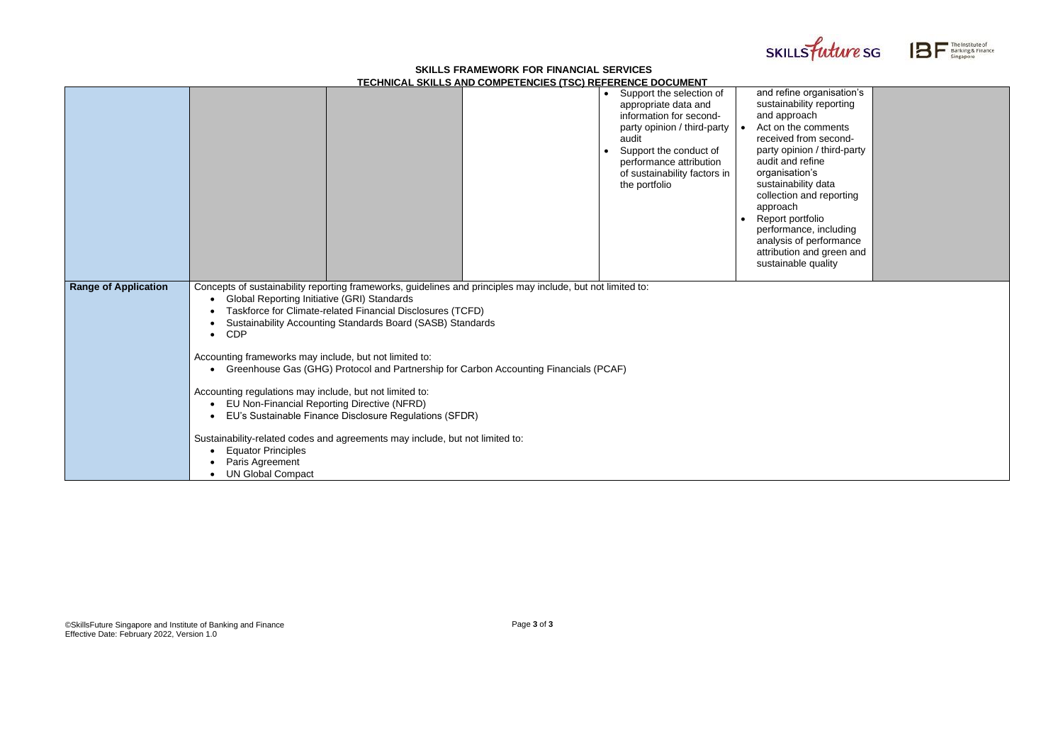**SKILLS FRAMEWORK FOR FINANCIAL SERVICES**
**TECHNICAL SKILLS AND COMPETENCIES (TSC) REFERENCE DOCUMENT**

| | | | | | | |
|---|---|---|---|---|---|---|
| | | | | • Support the selection of appropriate data and information for second-party opinion / third-party audit<br>• Support the conduct of performance attribution of sustainability factors in the portfolio | and refine organisation's sustainability reporting and approach<br>• Act on the comments received from second-party opinion / third-party audit and refine organisation's sustainability data collection and reporting approach<br>• Report portfolio performance, including analysis of performance attribution and green and sustainable quality | |
| **Range of Application** | Concepts of sustainability reporting frameworks, guidelines and principles may include, but not limited to:<br>• Global Reporting Initiative (GRI) Standards<br>• Taskforce for Climate-related Financial Disclosures (TCFD)<br>• Sustainability Accounting Standards Board (SASB) Standards<br>• CDP<br><br>Accounting frameworks may include, but not limited to:<br>• Greenhouse Gas (GHG) Protocol and Partnership for Carbon Accounting Financials (PCAF)<br><br>Accounting regulations may include, but not limited to:<br>• EU Non-Financial Reporting Directive (NFRD)<br>• EU's Sustainable Finance Disclosure Regulations (SFDR)<br><br>Sustainability-related codes and agreements may include, but not limited to:<br>• Equator Principles<br>• Paris Agreement<br>• UN Global Compact | | | | | |

©SkillsFuture Singapore and Institute of Banking and Finance
Effective Date: February 2022, Version 1.0